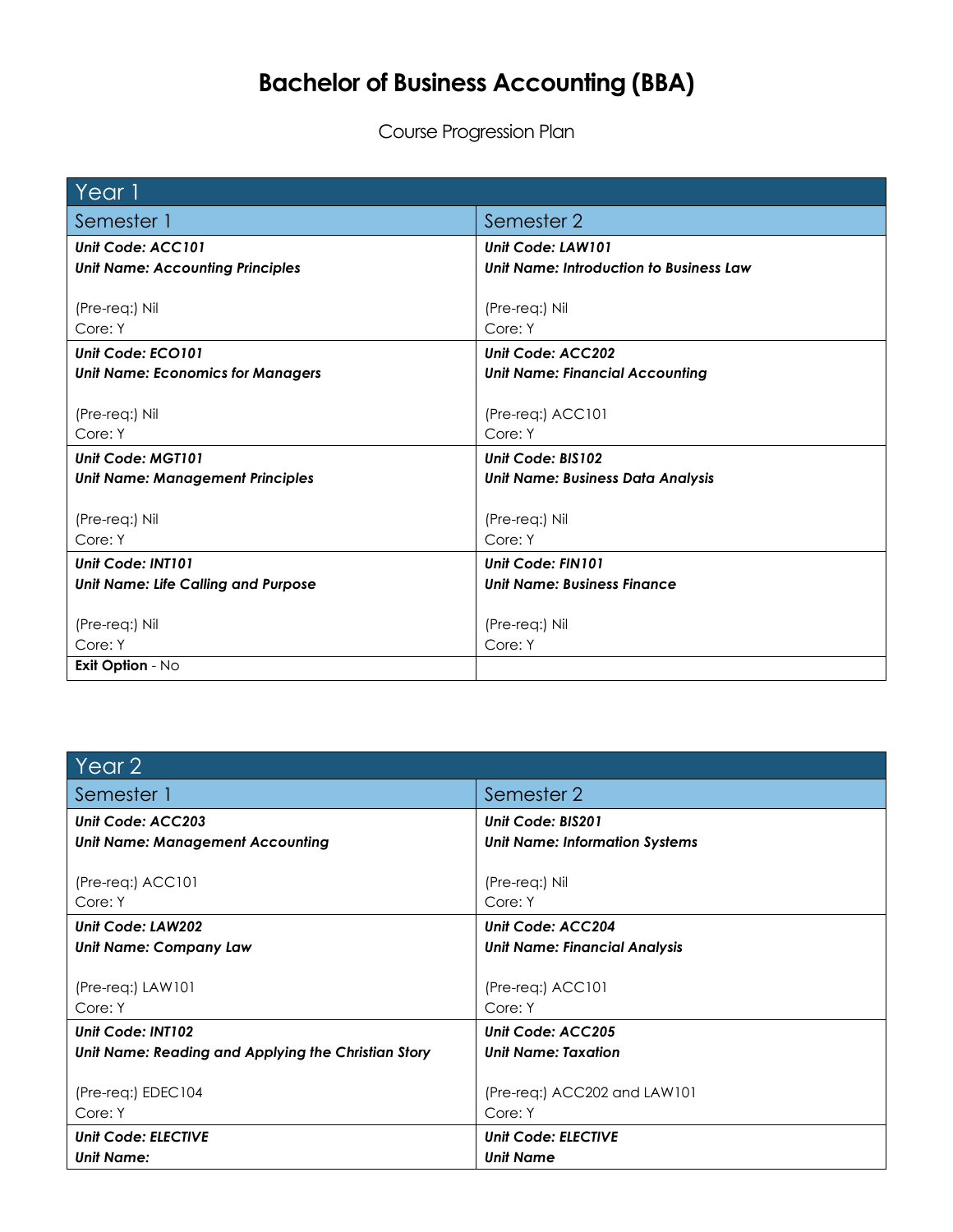# Bachelor of Business Accounting (BBA)

Course Progression Plan

| Year 1 | |
|---|---|
| **Semester 1** | **Semester 2** |
| ***Unit Code: ACC101***<br>***Unit Name: Accounting Principles***<br><br>(Pre-req:) Nil<br>Core: Y | ***Unit Code: LAW101***<br>***Unit Name: Introduction to Business Law***<br><br>(Pre-req:) Nil<br>Core: Y |
| ***Unit Code: ECO101***<br>***Unit Name: Economics for Managers***<br><br>(Pre-req:) Nil<br>Core: Y | ***Unit Code: ACC202***<br>***Unit Name: Financial Accounting***<br><br>(Pre-req:) ACC101<br>Core: Y |
| ***Unit Code: MGT101***<br>***Unit Name: Management Principles***<br><br>(Pre-req:) Nil<br>Core: Y | ***Unit Code: BIS102***<br>***Unit Name: Business Data Analysis***<br><br>(Pre-req:) Nil<br>Core: Y |
| ***Unit Code: INT101***<br>***Unit Name: Life Calling and Purpose***<br><br>(Pre-req:) Nil<br>Core: Y | ***Unit Code: FIN101***<br>***Unit Name: Business Finance***<br><br>(Pre-req:) Nil<br>Core: Y |
| **Exit Option** - No | |

| Year 2 | |
|---|---|
| **Semester 1** | **Semester 2** |
| ***Unit Code: ACC203***<br>***Unit Name: Management Accounting***<br><br>(Pre-req:) ACC101<br>Core: Y | ***Unit Code: BIS201***<br>***Unit Name: Information Systems***<br><br>(Pre-req:) Nil<br>Core: Y |
| ***Unit Code: LAW202***<br>***Unit Name: Company Law***<br><br>(Pre-req:) LAW101<br>Core: Y | ***Unit Code: ACC204***<br>***Unit Name: Financial Analysis***<br><br>(Pre-req:) ACC101<br>Core: Y |
| ***Unit Code: INT102***<br>***Unit Name: Reading and Applying the Christian Story***<br><br>(Pre-req:) EDEC104<br>Core: Y | ***Unit Code: ACC205***<br>***Unit Name: Taxation***<br><br>(Pre-req:) ACC202 and LAW101<br>Core: Y |
| ***Unit Code: ELECTIVE***<br>***Unit Name:*** | ***Unit Code: ELECTIVE***<br>***Unit Name*** |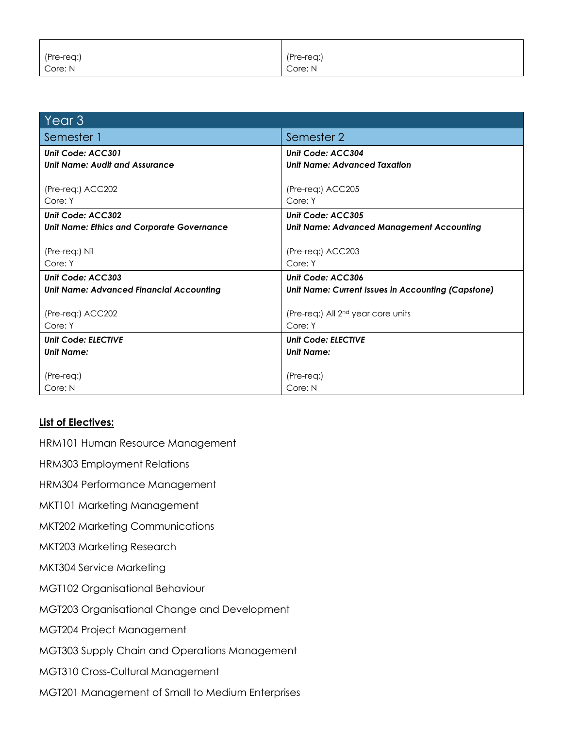| | |
|---|---|
| (Pre-req:)<br>Core: N | (Pre-req:)<br>Core: N |

| Year 3 | |
|---|---|
| Semester 1 | Semester 2 |
| ***Unit Code: ACC301***<br>***Unit Name: Audit and Assurance***<br><br>(Pre-req:) ACC202<br>Core: Y | ***Unit Code: ACC304***<br>***Unit Name: Advanced Taxation***<br><br>(Pre-req:) ACC205<br>Core: Y |
| ***Unit Code: ACC302***<br>***Unit Name: Ethics and Corporate Governance***<br><br>(Pre-req:) Nil<br>Core: Y | ***Unit Code: ACC305***<br>***Unit Name: Advanced Management Accounting***<br><br>(Pre-req:) ACC203<br>Core: Y |
| ***Unit Code: ACC303***<br>***Unit Name: Advanced Financial Accounting***<br><br>(Pre-req:) ACC202<br>Core: Y | ***Unit Code: ACC306***<br>***Unit Name: Current Issues in Accounting (Capstone)***<br><br>(Pre-req:) All 2nd year core units<br>Core: Y |
| ***Unit Code: ELECTIVE***<br>***Unit Name:***<br><br>(Pre-req:)<br>Core: N | ***Unit Code: ELECTIVE***<br>***Unit Name:***<br><br>(Pre-req:)<br>Core: N |

**List of Electives:**

HRM101 Human Resource Management

HRM303 Employment Relations

HRM304 Performance Management

MKT101 Marketing Management

MKT202 Marketing Communications

MKT203 Marketing Research

MKT304 Service Marketing

MGT102 Organisational Behaviour

MGT203 Organisational Change and Development

MGT204 Project Management

MGT303 Supply Chain and Operations Management

MGT310 Cross-Cultural Management

MGT201 Management of Small to Medium Enterprises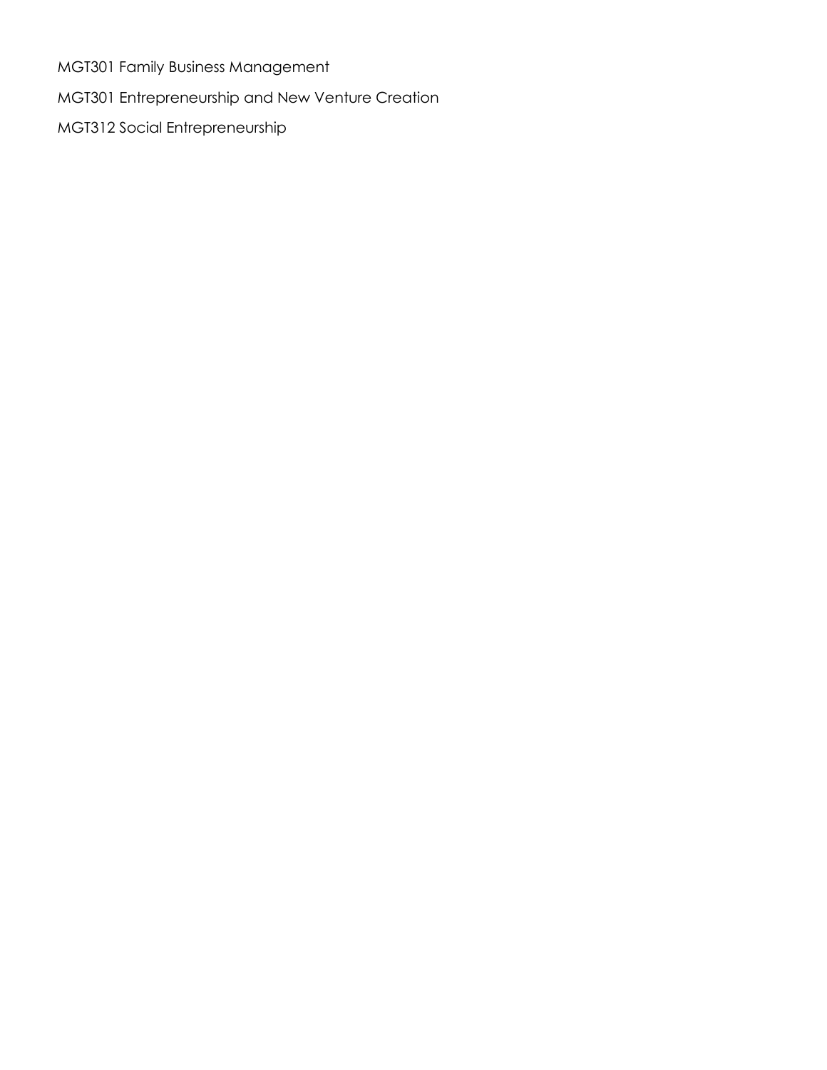MGT301 Family Business Management

MGT301 Entrepreneurship and New Venture Creation

MGT312 Social Entrepreneurship